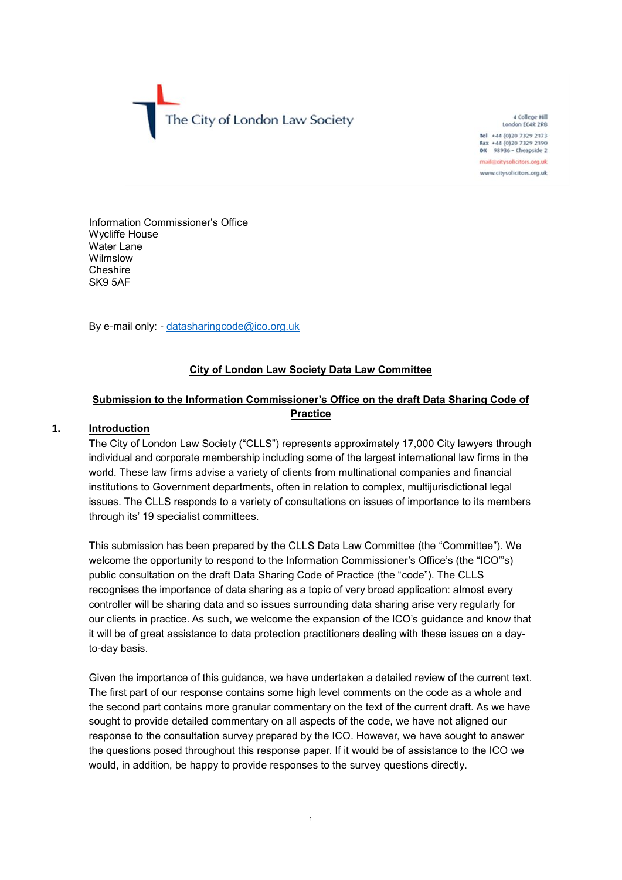The City of London Law Society

4 College Hill
London EC4R 2RB

Tel +44 (0)20 7329 2173
Fax +44 (0)20 7329 2190
DX 98936 – Cheapside 2
mail@citysolicitors.org.uk
www.citysolicitors.org.uk

Information Commissioner's Office
Wycliffe House
Water Lane
Wilmslow
Cheshire
SK9 5AF

By e-mail only: - datasharingcode@ico.org.uk

**City of London Law Society Data Law Committee**

**Submission to the Information Commissioner's Office on the draft Data Sharing Code of Practice**

## 1. Introduction

The City of London Law Society ("CLLS") represents approximately 17,000 City lawyers through individual and corporate membership including some of the largest international law firms in the world. These law firms advise a variety of clients from multinational companies and financial institutions to Government departments, often in relation to complex, multijurisdictional legal issues. The CLLS responds to a variety of consultations on issues of importance to its members through its' 19 specialist committees.

This submission has been prepared by the CLLS Data Law Committee (the "Committee"). We welcome the opportunity to respond to the Information Commissioner's Office's (the "ICO"'s) public consultation on the draft Data Sharing Code of Practice (the "code"). The CLLS recognises the importance of data sharing as a topic of very broad application: almost every controller will be sharing data and so issues surrounding data sharing arise very regularly for our clients in practice. As such, we welcome the expansion of the ICO's guidance and know that it will be of great assistance to data protection practitioners dealing with these issues on a day-to-day basis.

Given the importance of this guidance, we have undertaken a detailed review of the current text. The first part of our response contains some high level comments on the code as a whole and the second part contains more granular commentary on the text of the current draft. As we have sought to provide detailed commentary on all aspects of the code, we have not aligned our response to the consultation survey prepared by the ICO. However, we have sought to answer the questions posed throughout this response paper. If it would be of assistance to the ICO we would, in addition, be happy to provide responses to the survey questions directly.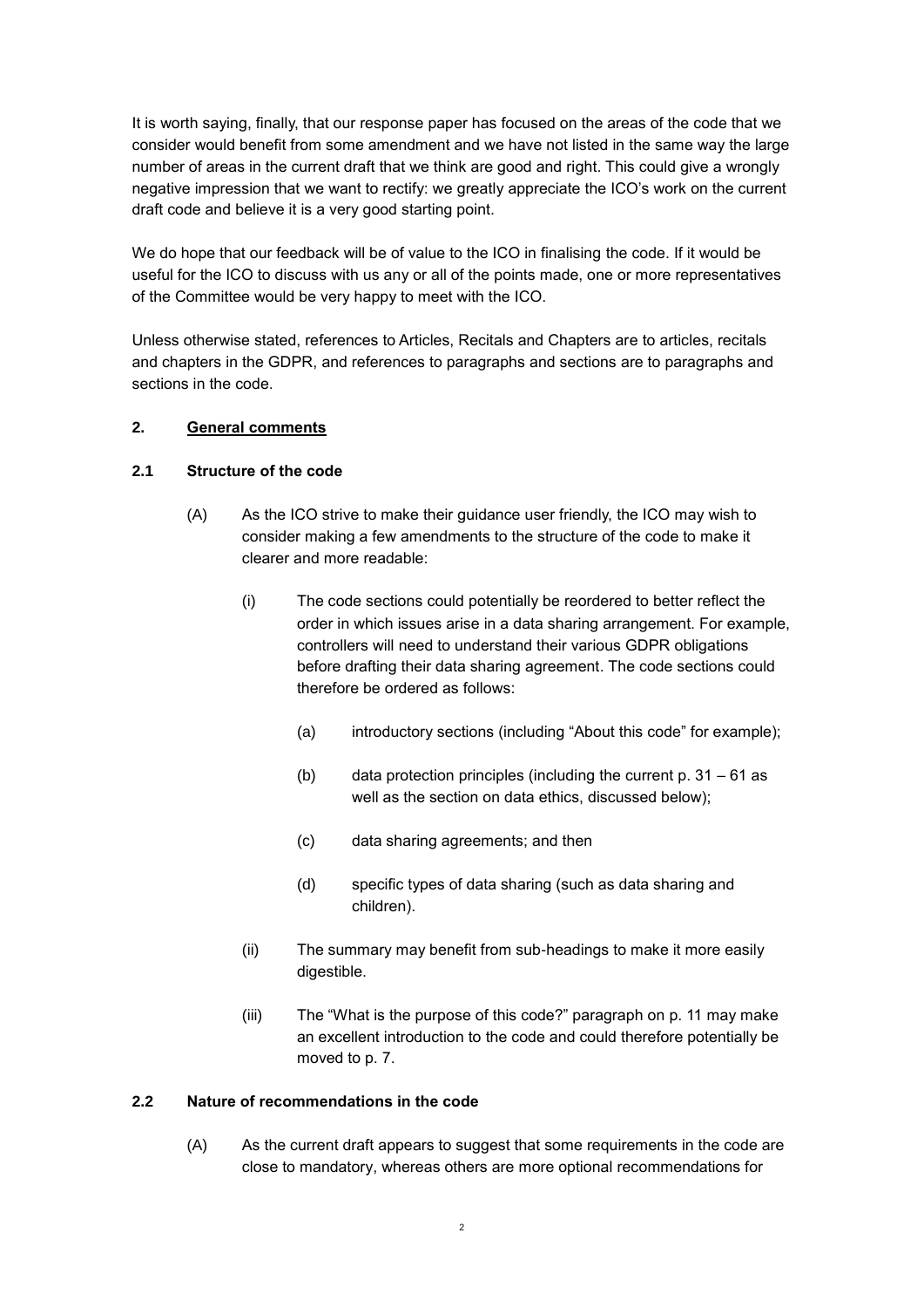It is worth saying, finally, that our response paper has focused on the areas of the code that we consider would benefit from some amendment and we have not listed in the same way the large number of areas in the current draft that we think are good and right. This could give a wrongly negative impression that we want to rectify: we greatly appreciate the ICO's work on the current draft code and believe it is a very good starting point.

We do hope that our feedback will be of value to the ICO in finalising the code. If it would be useful for the ICO to discuss with us any or all of the points made, one or more representatives of the Committee would be very happy to meet with the ICO.

Unless otherwise stated, references to Articles, Recitals and Chapters are to articles, recitals and chapters in the GDPR, and references to paragraphs and sections are to paragraphs and sections in the code.

## 2. General comments

### 2.1 Structure of the code

(A) As the ICO strive to make their guidance user friendly, the ICO may wish to consider making a few amendments to the structure of the code to make it clearer and more readable:

(i) The code sections could potentially be reordered to better reflect the order in which issues arise in a data sharing arrangement. For example, controllers will need to understand their various GDPR obligations before drafting their data sharing agreement. The code sections could therefore be ordered as follows:

(a) introductory sections (including "About this code" for example);

(b) data protection principles (including the current p. 31 – 61 as well as the section on data ethics, discussed below);

(c) data sharing agreements; and then

(d) specific types of data sharing (such as data sharing and children).

(ii) The summary may benefit from sub-headings to make it more easily digestible.

(iii) The "What is the purpose of this code?" paragraph on p. 11 may make an excellent introduction to the code and could therefore potentially be moved to p. 7.

### 2.2 Nature of recommendations in the code

(A) As the current draft appears to suggest that some requirements in the code are close to mandatory, whereas others are more optional recommendations for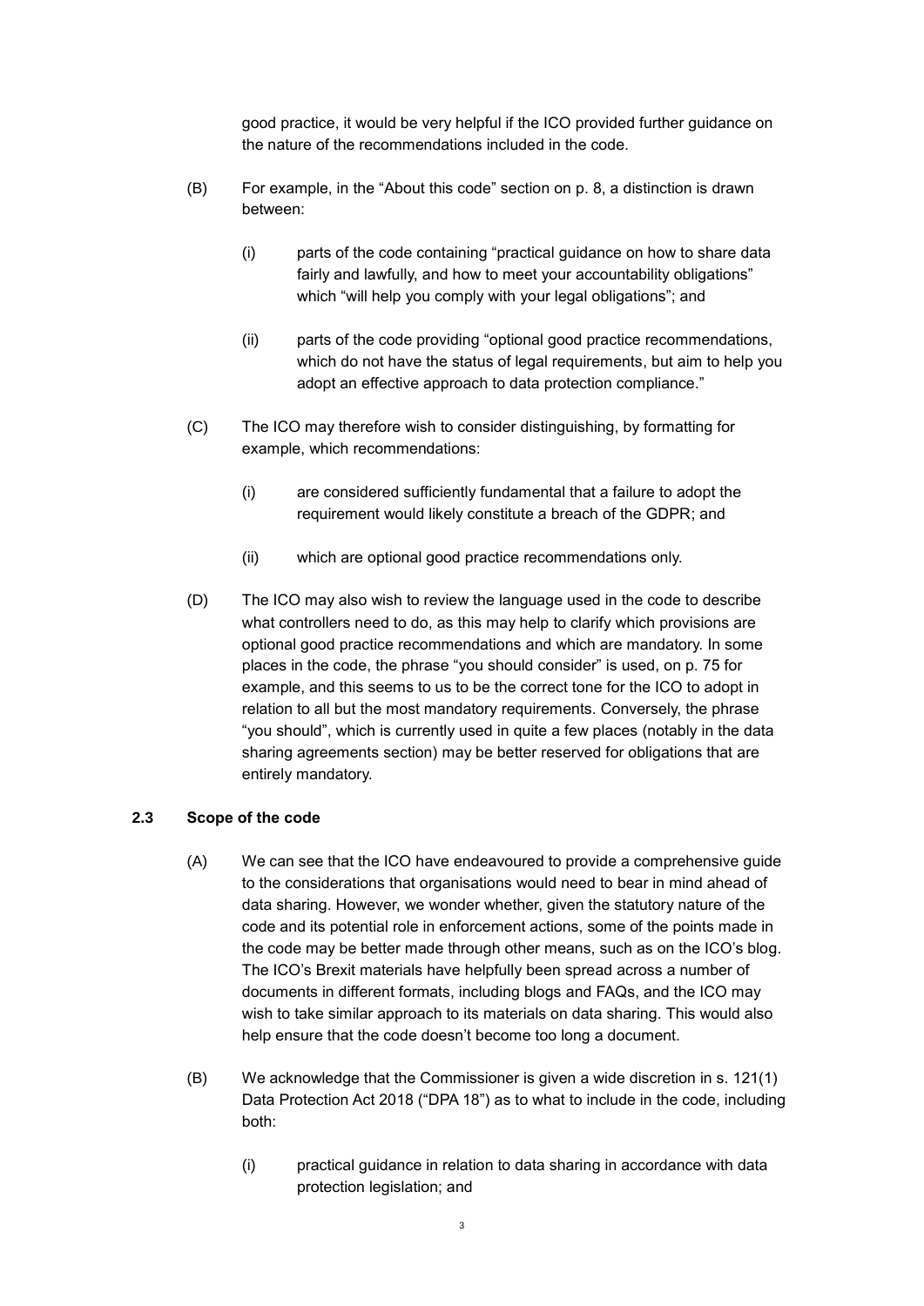good practice, it would be very helpful if the ICO provided further guidance on the nature of the recommendations included in the code.

(B) For example, in the "About this code" section on p. 8, a distinction is drawn between:

(i) parts of the code containing "practical guidance on how to share data fairly and lawfully, and how to meet your accountability obligations" which "will help you comply with your legal obligations"; and

(ii) parts of the code providing "optional good practice recommendations, which do not have the status of legal requirements, but aim to help you adopt an effective approach to data protection compliance."

(C) The ICO may therefore wish to consider distinguishing, by formatting for example, which recommendations:

(i) are considered sufficiently fundamental that a failure to adopt the requirement would likely constitute a breach of the GDPR; and

(ii) which are optional good practice recommendations only.

(D) The ICO may also wish to review the language used in the code to describe what controllers need to do, as this may help to clarify which provisions are optional good practice recommendations and which are mandatory. In some places in the code, the phrase "you should consider" is used, on p. 75 for example, and this seems to us to be the correct tone for the ICO to adopt in relation to all but the most mandatory requirements. Conversely, the phrase "you should", which is currently used in quite a few places (notably in the data sharing agreements section) may be better reserved for obligations that are entirely mandatory.

### 2.3 Scope of the code

(A) We can see that the ICO have endeavoured to provide a comprehensive guide to the considerations that organisations would need to bear in mind ahead of data sharing. However, we wonder whether, given the statutory nature of the code and its potential role in enforcement actions, some of the points made in the code may be better made through other means, such as on the ICO's blog. The ICO's Brexit materials have helpfully been spread across a number of documents in different formats, including blogs and FAQs, and the ICO may wish to take similar approach to its materials on data sharing. This would also help ensure that the code doesn't become too long a document.

(B) We acknowledge that the Commissioner is given a wide discretion in s. 121(1) Data Protection Act 2018 ("DPA 18") as to what to include in the code, including both:

(i) practical guidance in relation to data sharing in accordance with data protection legislation; and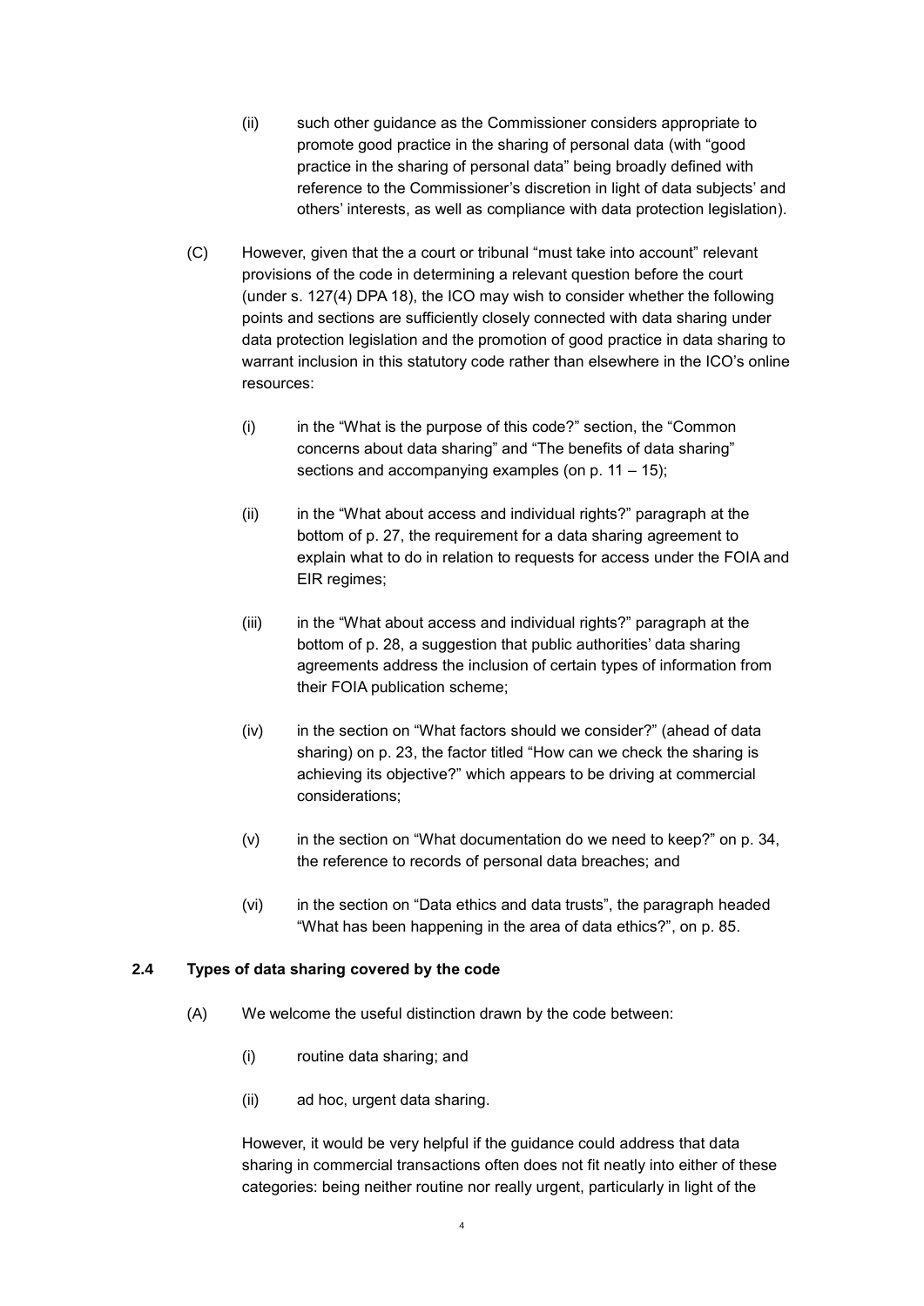(ii) such other guidance as the Commissioner considers appropriate to promote good practice in the sharing of personal data (with "good practice in the sharing of personal data" being broadly defined with reference to the Commissioner's discretion in light of data subjects' and others' interests, as well as compliance with data protection legislation).

(C) However, given that the a court or tribunal "must take into account" relevant provisions of the code in determining a relevant question before the court (under s. 127(4) DPA 18), the ICO may wish to consider whether the following points and sections are sufficiently closely connected with data sharing under data protection legislation and the promotion of good practice in data sharing to warrant inclusion in this statutory code rather than elsewhere in the ICO's online resources:

(i) in the "What is the purpose of this code?" section, the "Common concerns about data sharing" and "The benefits of data sharing" sections and accompanying examples (on p. 11 – 15);

(ii) in the "What about access and individual rights?" paragraph at the bottom of p. 27, the requirement for a data sharing agreement to explain what to do in relation to requests for access under the FOIA and EIR regimes;

(iii) in the "What about access and individual rights?" paragraph at the bottom of p. 28, a suggestion that public authorities' data sharing agreements address the inclusion of certain types of information from their FOIA publication scheme;

(iv) in the section on "What factors should we consider?" (ahead of data sharing) on p. 23, the factor titled "How can we check the sharing is achieving its objective?" which appears to be driving at commercial considerations;

(v) in the section on "What documentation do we need to keep?" on p. 34, the reference to records of personal data breaches; and

(vi) in the section on "Data ethics and data trusts", the paragraph headed "What has been happening in the area of data ethics?", on p. 85.

### 2.4 Types of data sharing covered by the code

(A) We welcome the useful distinction drawn by the code between:

(i) routine data sharing; and

(ii) ad hoc, urgent data sharing.

However, it would be very helpful if the guidance could address that data sharing in commercial transactions often does not fit neatly into either of these categories: being neither routine nor really urgent, particularly in light of the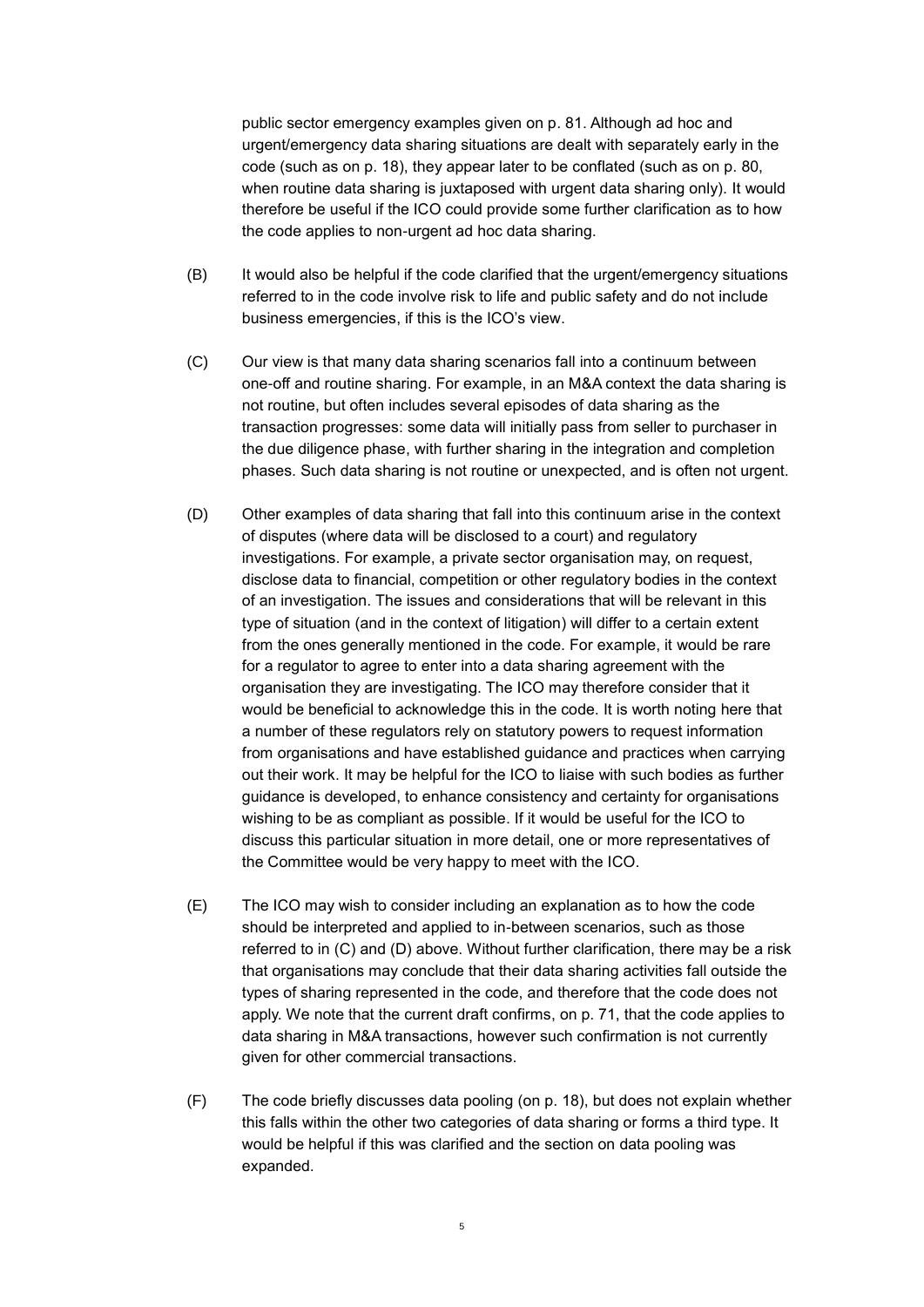public sector emergency examples given on p. 81. Although ad hoc and urgent/emergency data sharing situations are dealt with separately early in the code (such as on p. 18), they appear later to be conflated (such as on p. 80, when routine data sharing is juxtaposed with urgent data sharing only). It would therefore be useful if the ICO could provide some further clarification as to how the code applies to non-urgent ad hoc data sharing.

(B) It would also be helpful if the code clarified that the urgent/emergency situations referred to in the code involve risk to life and public safety and do not include business emergencies, if this is the ICO's view.

(C) Our view is that many data sharing scenarios fall into a continuum between one-off and routine sharing. For example, in an M&A context the data sharing is not routine, but often includes several episodes of data sharing as the transaction progresses: some data will initially pass from seller to purchaser in the due diligence phase, with further sharing in the integration and completion phases. Such data sharing is not routine or unexpected, and is often not urgent.

(D) Other examples of data sharing that fall into this continuum arise in the context of disputes (where data will be disclosed to a court) and regulatory investigations. For example, a private sector organisation may, on request, disclose data to financial, competition or other regulatory bodies in the context of an investigation. The issues and considerations that will be relevant in this type of situation (and in the context of litigation) will differ to a certain extent from the ones generally mentioned in the code. For example, it would be rare for a regulator to agree to enter into a data sharing agreement with the organisation they are investigating. The ICO may therefore consider that it would be beneficial to acknowledge this in the code. It is worth noting here that a number of these regulators rely on statutory powers to request information from organisations and have established guidance and practices when carrying out their work. It may be helpful for the ICO to liaise with such bodies as further guidance is developed, to enhance consistency and certainty for organisations wishing to be as compliant as possible. If it would be useful for the ICO to discuss this particular situation in more detail, one or more representatives of the Committee would be very happy to meet with the ICO.

(E) The ICO may wish to consider including an explanation as to how the code should be interpreted and applied to in-between scenarios, such as those referred to in (C) and (D) above. Without further clarification, there may be a risk that organisations may conclude that their data sharing activities fall outside the types of sharing represented in the code, and therefore that the code does not apply. We note that the current draft confirms, on p. 71, that the code applies to data sharing in M&A transactions, however such confirmation is not currently given for other commercial transactions.

(F) The code briefly discusses data pooling (on p. 18), but does not explain whether this falls within the other two categories of data sharing or forms a third type. It would be helpful if this was clarified and the section on data pooling was expanded.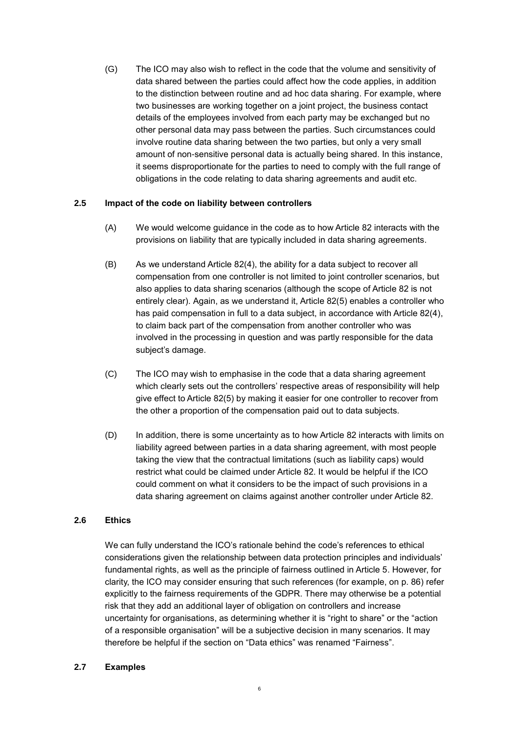(G) The ICO may also wish to reflect in the code that the volume and sensitivity of data shared between the parties could affect how the code applies, in addition to the distinction between routine and ad hoc data sharing. For example, where two businesses are working together on a joint project, the business contact details of the employees involved from each party may be exchanged but no other personal data may pass between the parties. Such circumstances could involve routine data sharing between the two parties, but only a very small amount of non-sensitive personal data is actually being shared. In this instance, it seems disproportionate for the parties to need to comply with the full range of obligations in the code relating to data sharing agreements and audit etc.

### 2.5 Impact of the code on liability between controllers

(A) We would welcome guidance in the code as to how Article 82 interacts with the provisions on liability that are typically included in data sharing agreements.

(B) As we understand Article 82(4), the ability for a data subject to recover all compensation from one controller is not limited to joint controller scenarios, but also applies to data sharing scenarios (although the scope of Article 82 is not entirely clear). Again, as we understand it, Article 82(5) enables a controller who has paid compensation in full to a data subject, in accordance with Article 82(4), to claim back part of the compensation from another controller who was involved in the processing in question and was partly responsible for the data subject's damage.

(C) The ICO may wish to emphasise in the code that a data sharing agreement which clearly sets out the controllers' respective areas of responsibility will help give effect to Article 82(5) by making it easier for one controller to recover from the other a proportion of the compensation paid out to data subjects.

(D) In addition, there is some uncertainty as to how Article 82 interacts with limits on liability agreed between parties in a data sharing agreement, with most people taking the view that the contractual limitations (such as liability caps) would restrict what could be claimed under Article 82. It would be helpful if the ICO could comment on what it considers to be the impact of such provisions in a data sharing agreement on claims against another controller under Article 82.

### 2.6 Ethics

We can fully understand the ICO's rationale behind the code's references to ethical considerations given the relationship between data protection principles and individuals' fundamental rights, as well as the principle of fairness outlined in Article 5. However, for clarity, the ICO may consider ensuring that such references (for example, on p. 86) refer explicitly to the fairness requirements of the GDPR. There may otherwise be a potential risk that they add an additional layer of obligation on controllers and increase uncertainty for organisations, as determining whether it is "right to share" or the "action of a responsible organisation" will be a subjective decision in many scenarios. It may therefore be helpful if the section on "Data ethics" was renamed "Fairness".

### 2.7 Examples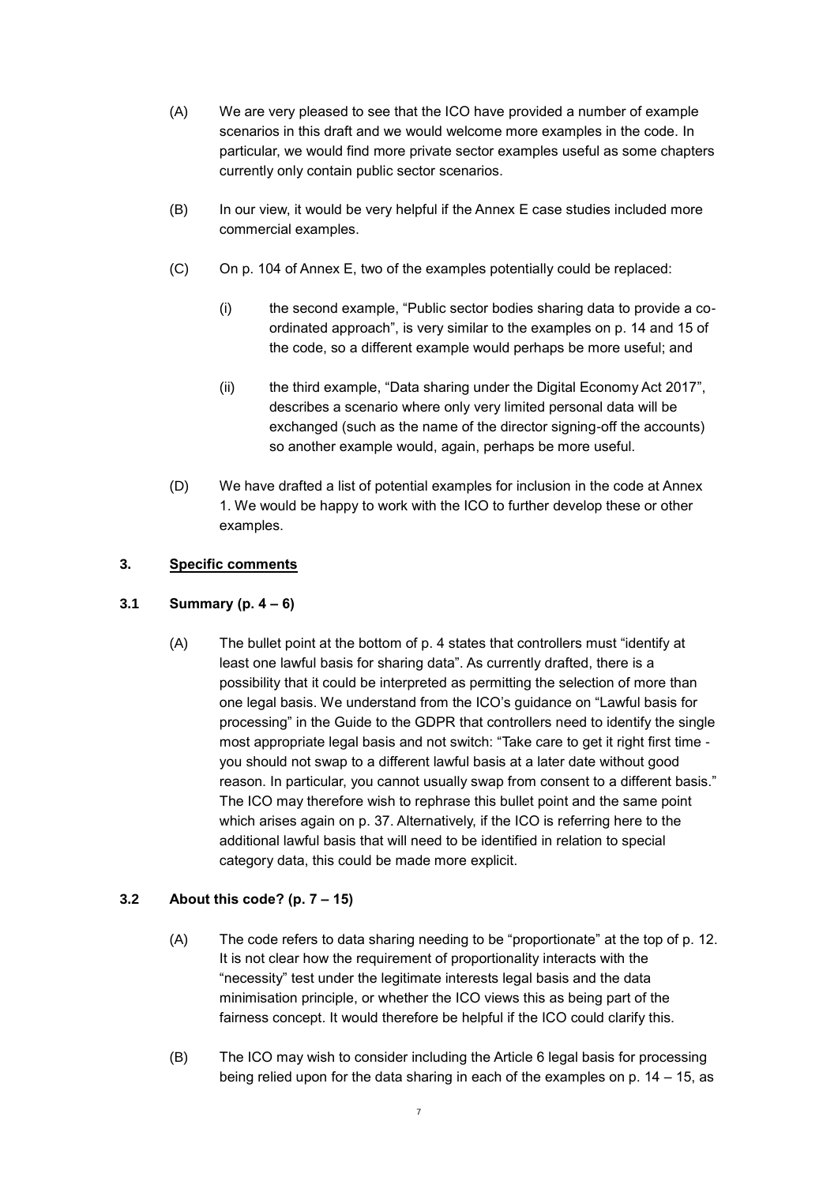(A) We are very pleased to see that the ICO have provided a number of example scenarios in this draft and we would welcome more examples in the code. In particular, we would find more private sector examples useful as some chapters currently only contain public sector scenarios.

(B) In our view, it would be very helpful if the Annex E case studies included more commercial examples.

(C) On p. 104 of Annex E, two of the examples potentially could be replaced:

(i) the second example, "Public sector bodies sharing data to provide a co-ordinated approach", is very similar to the examples on p. 14 and 15 of the code, so a different example would perhaps be more useful; and

(ii) the third example, "Data sharing under the Digital Economy Act 2017", describes a scenario where only very limited personal data will be exchanged (such as the name of the director signing-off the accounts) so another example would, again, perhaps be more useful.

(D) We have drafted a list of potential examples for inclusion in the code at Annex 1. We would be happy to work with the ICO to further develop these or other examples.

## 3. Specific comments

### 3.1 Summary (p. 4 – 6)

(A) The bullet point at the bottom of p. 4 states that controllers must "identify at least one lawful basis for sharing data". As currently drafted, there is a possibility that it could be interpreted as permitting the selection of more than one legal basis. We understand from the ICO's guidance on "Lawful basis for processing" in the Guide to the GDPR that controllers need to identify the single most appropriate legal basis and not switch: "Take care to get it right first time - you should not swap to a different lawful basis at a later date without good reason. In particular, you cannot usually swap from consent to a different basis." The ICO may therefore wish to rephrase this bullet point and the same point which arises again on p. 37. Alternatively, if the ICO is referring here to the additional lawful basis that will need to be identified in relation to special category data, this could be made more explicit.

### 3.2 About this code? (p. 7 – 15)

(A) The code refers to data sharing needing to be "proportionate" at the top of p. 12. It is not clear how the requirement of proportionality interacts with the "necessity" test under the legitimate interests legal basis and the data minimisation principle, or whether the ICO views this as being part of the fairness concept. It would therefore be helpful if the ICO could clarify this.

(B) The ICO may wish to consider including the Article 6 legal basis for processing being relied upon for the data sharing in each of the examples on p. 14 – 15, as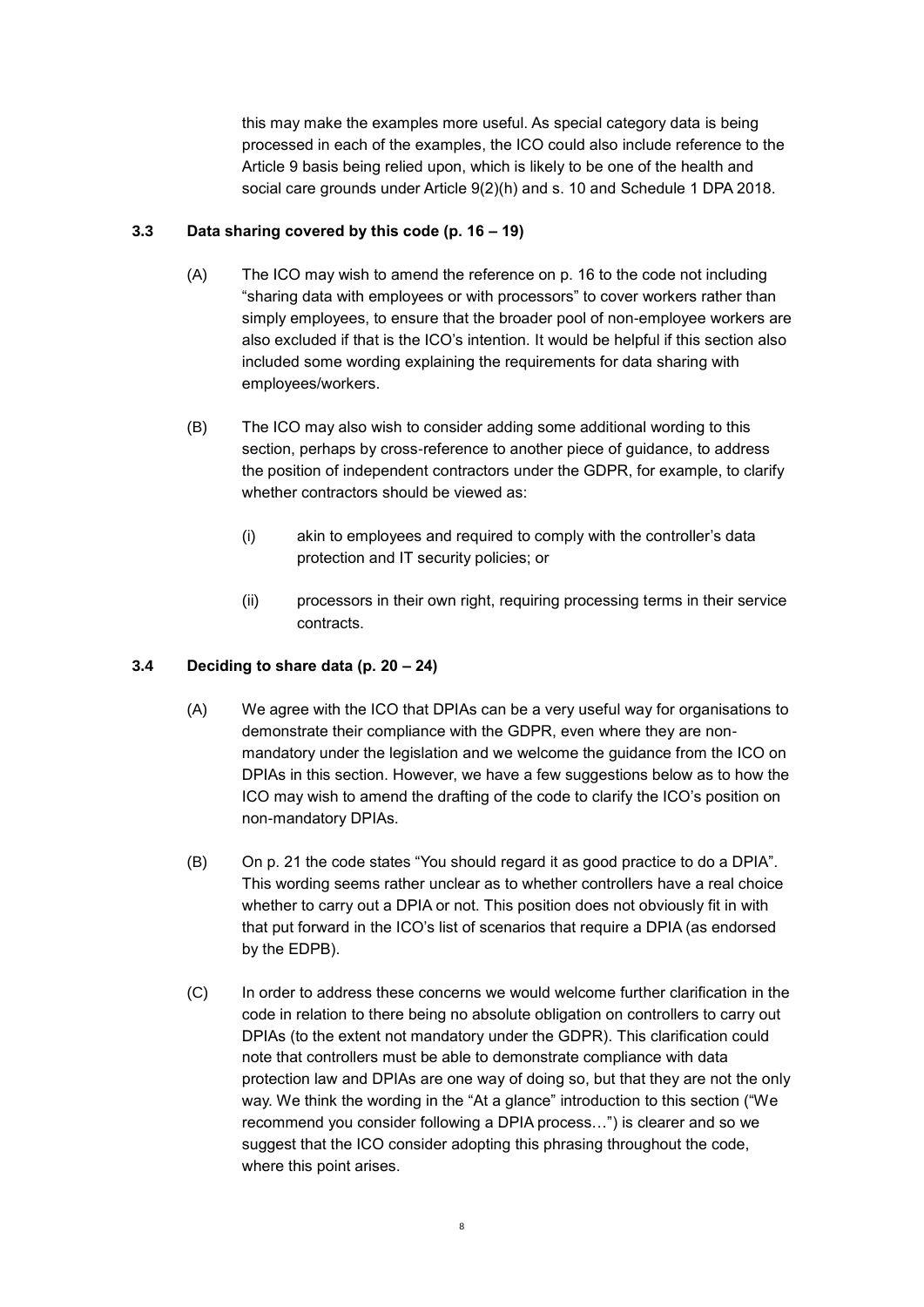this may make the examples more useful. As special category data is being processed in each of the examples, the ICO could also include reference to the Article 9 basis being relied upon, which is likely to be one of the health and social care grounds under Article 9(2)(h) and s. 10 and Schedule 1 DPA 2018.

### 3.3 Data sharing covered by this code (p. 16 – 19)

(A) The ICO may wish to amend the reference on p. 16 to the code not including "sharing data with employees or with processors" to cover workers rather than simply employees, to ensure that the broader pool of non-employee workers are also excluded if that is the ICO's intention. It would be helpful if this section also included some wording explaining the requirements for data sharing with employees/workers.

(B) The ICO may also wish to consider adding some additional wording to this section, perhaps by cross-reference to another piece of guidance, to address the position of independent contractors under the GDPR, for example, to clarify whether contractors should be viewed as:

(i) akin to employees and required to comply with the controller's data protection and IT security policies; or

(ii) processors in their own right, requiring processing terms in their service contracts.

### 3.4 Deciding to share data (p. 20 – 24)

(A) We agree with the ICO that DPIAs can be a very useful way for organisations to demonstrate their compliance with the GDPR, even where they are non-mandatory under the legislation and we welcome the guidance from the ICO on DPIAs in this section. However, we have a few suggestions below as to how the ICO may wish to amend the drafting of the code to clarify the ICO's position on non-mandatory DPIAs.

(B) On p. 21 the code states "You should regard it as good practice to do a DPIA". This wording seems rather unclear as to whether controllers have a real choice whether to carry out a DPIA or not. This position does not obviously fit in with that put forward in the ICO's list of scenarios that require a DPIA (as endorsed by the EDPB).

(C) In order to address these concerns we would welcome further clarification in the code in relation to there being no absolute obligation on controllers to carry out DPIAs (to the extent not mandatory under the GDPR). This clarification could note that controllers must be able to demonstrate compliance with data protection law and DPIAs are one way of doing so, but that they are not the only way. We think the wording in the "At a glance" introduction to this section ("We recommend you consider following a DPIA process…") is clearer and so we suggest that the ICO consider adopting this phrasing throughout the code, where this point arises.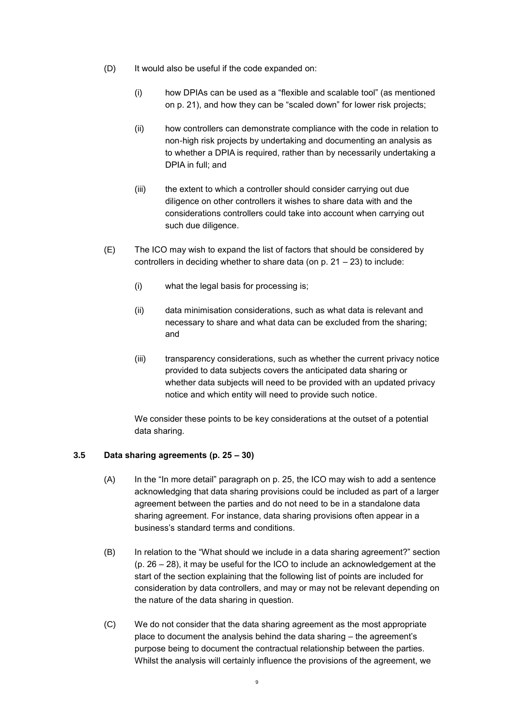(D) It would also be useful if the code expanded on:

(i) how DPIAs can be used as a "flexible and scalable tool" (as mentioned on p. 21), and how they can be "scaled down" for lower risk projects;

(ii) how controllers can demonstrate compliance with the code in relation to non-high risk projects by undertaking and documenting an analysis as to whether a DPIA is required, rather than by necessarily undertaking a DPIA in full; and

(iii) the extent to which a controller should consider carrying out due diligence on other controllers it wishes to share data with and the considerations controllers could take into account when carrying out such due diligence.

(E) The ICO may wish to expand the list of factors that should be considered by controllers in deciding whether to share data (on p. 21 – 23) to include:

(i) what the legal basis for processing is;

(ii) data minimisation considerations, such as what data is relevant and necessary to share and what data can be excluded from the sharing; and

(iii) transparency considerations, such as whether the current privacy notice provided to data subjects covers the anticipated data sharing or whether data subjects will need to be provided with an updated privacy notice and which entity will need to provide such notice.

We consider these points to be key considerations at the outset of a potential data sharing.

### 3.5 Data sharing agreements (p. 25 – 30)

(A) In the "In more detail" paragraph on p. 25, the ICO may wish to add a sentence acknowledging that data sharing provisions could be included as part of a larger agreement between the parties and do not need to be in a standalone data sharing agreement. For instance, data sharing provisions often appear in a business's standard terms and conditions.

(B) In relation to the "What should we include in a data sharing agreement?" section (p. 26 – 28), it may be useful for the ICO to include an acknowledgement at the start of the section explaining that the following list of points are included for consideration by data controllers, and may or may not be relevant depending on the nature of the data sharing in question.

(C) We do not consider that the data sharing agreement as the most appropriate place to document the analysis behind the data sharing – the agreement's purpose being to document the contractual relationship between the parties. Whilst the analysis will certainly influence the provisions of the agreement, we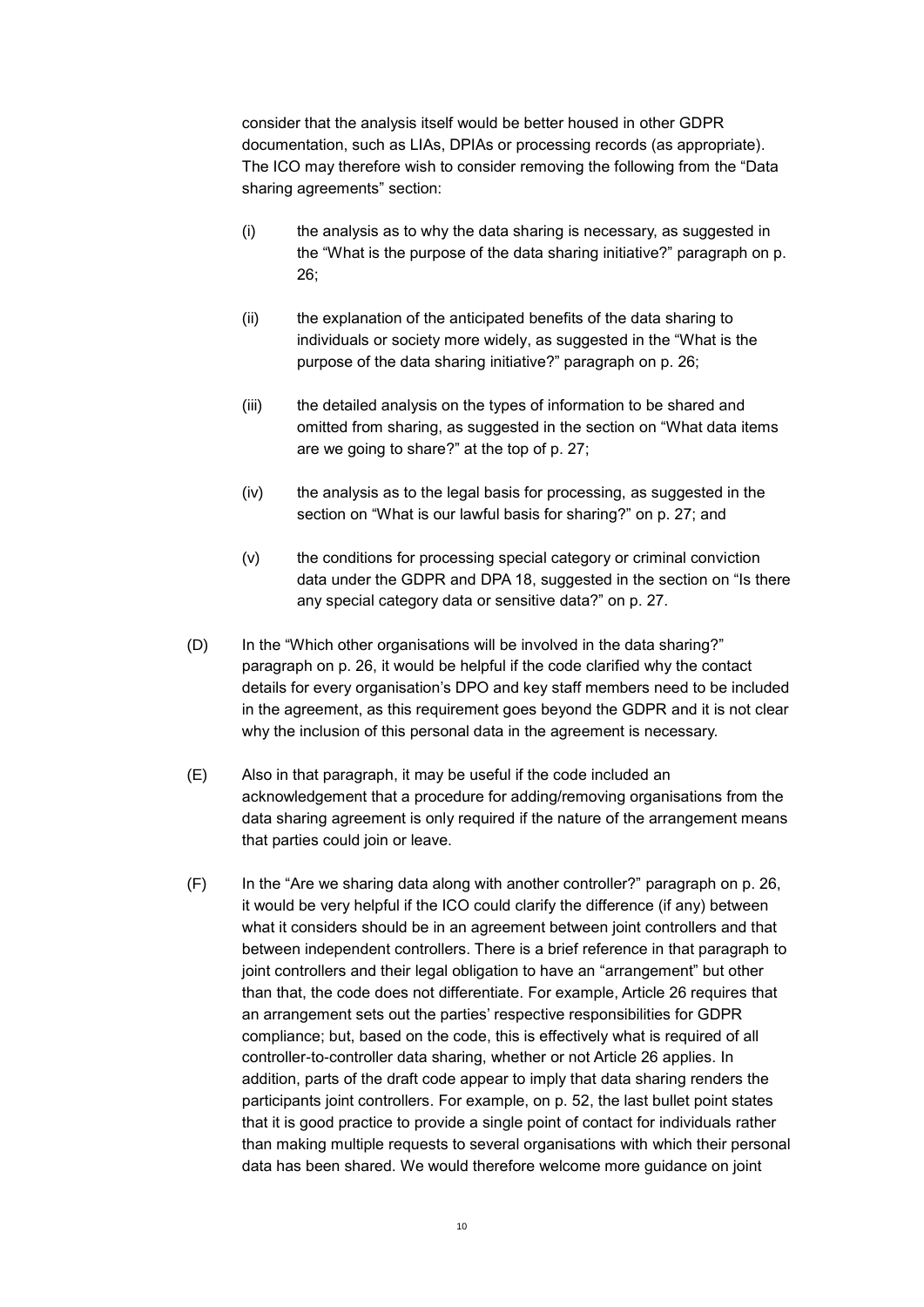consider that the analysis itself would be better housed in other GDPR documentation, such as LIAs, DPIAs or processing records (as appropriate). The ICO may therefore wish to consider removing the following from the "Data sharing agreements" section:

(i) the analysis as to why the data sharing is necessary, as suggested in the "What is the purpose of the data sharing initiative?" paragraph on p. 26;

(ii) the explanation of the anticipated benefits of the data sharing to individuals or society more widely, as suggested in the "What is the purpose of the data sharing initiative?" paragraph on p. 26;

(iii) the detailed analysis on the types of information to be shared and omitted from sharing, as suggested in the section on "What data items are we going to share?" at the top of p. 27;

(iv) the analysis as to the legal basis for processing, as suggested in the section on "What is our lawful basis for sharing?" on p. 27; and

(v) the conditions for processing special category or criminal conviction data under the GDPR and DPA 18, suggested in the section on "Is there any special category data or sensitive data?" on p. 27.

(D) In the "Which other organisations will be involved in the data sharing?" paragraph on p. 26, it would be helpful if the code clarified why the contact details for every organisation's DPO and key staff members need to be included in the agreement, as this requirement goes beyond the GDPR and it is not clear why the inclusion of this personal data in the agreement is necessary.

(E) Also in that paragraph, it may be useful if the code included an acknowledgement that a procedure for adding/removing organisations from the data sharing agreement is only required if the nature of the arrangement means that parties could join or leave.

(F) In the "Are we sharing data along with another controller?" paragraph on p. 26, it would be very helpful if the ICO could clarify the difference (if any) between what it considers should be in an agreement between joint controllers and that between independent controllers. There is a brief reference in that paragraph to joint controllers and their legal obligation to have an "arrangement" but other than that, the code does not differentiate. For example, Article 26 requires that an arrangement sets out the parties' respective responsibilities for GDPR compliance; but, based on the code, this is effectively what is required of all controller-to-controller data sharing, whether or not Article 26 applies. In addition, parts of the draft code appear to imply that data sharing renders the participants joint controllers. For example, on p. 52, the last bullet point states that it is good practice to provide a single point of contact for individuals rather than making multiple requests to several organisations with which their personal data has been shared. We would therefore welcome more guidance on joint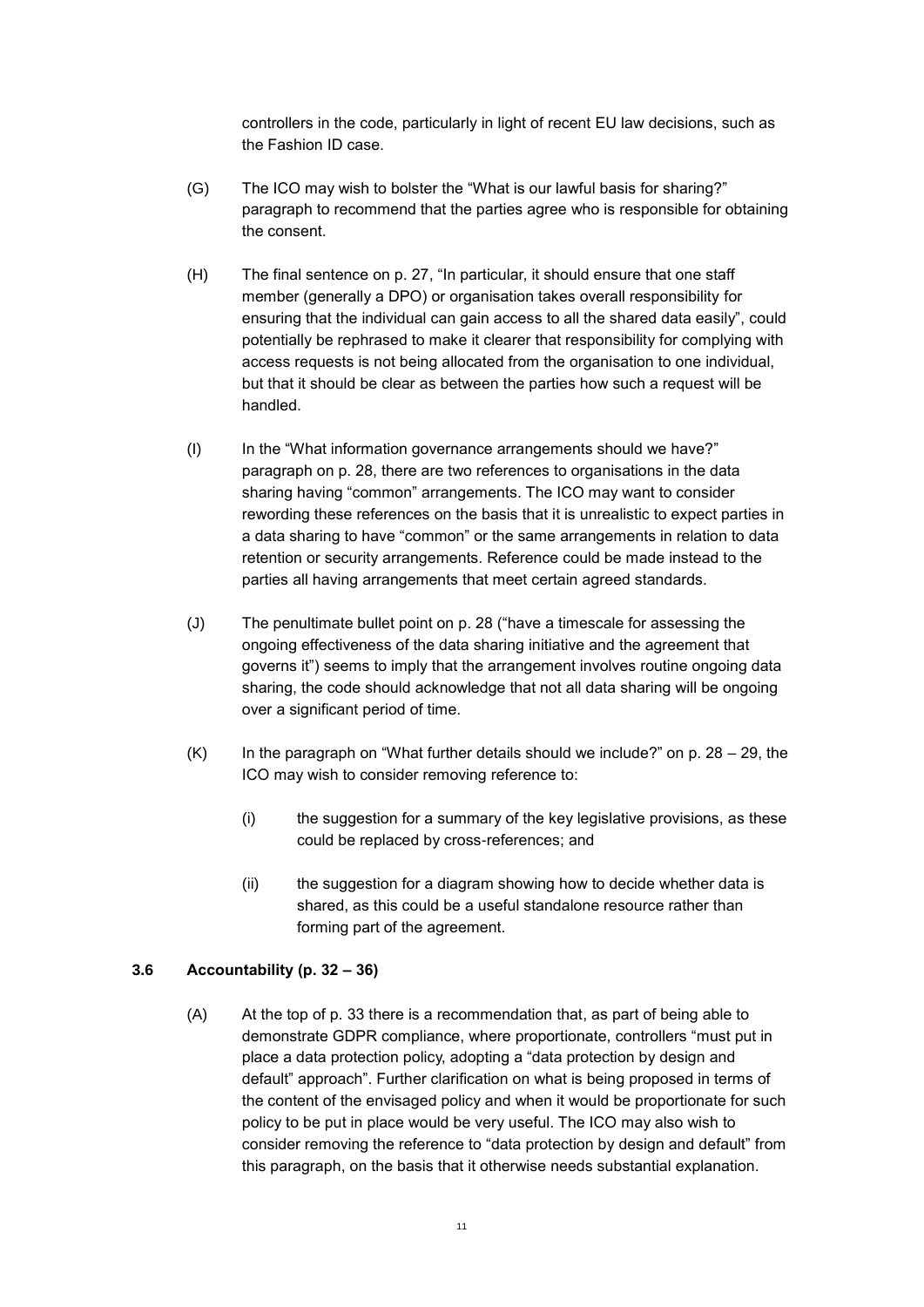controllers in the code, particularly in light of recent EU law decisions, such as the Fashion ID case.

(G) The ICO may wish to bolster the "What is our lawful basis for sharing?" paragraph to recommend that the parties agree who is responsible for obtaining the consent.

(H) The final sentence on p. 27, "In particular, it should ensure that one staff member (generally a DPO) or organisation takes overall responsibility for ensuring that the individual can gain access to all the shared data easily", could potentially be rephrased to make it clearer that responsibility for complying with access requests is not being allocated from the organisation to one individual, but that it should be clear as between the parties how such a request will be handled.

(I) In the "What information governance arrangements should we have?" paragraph on p. 28, there are two references to organisations in the data sharing having "common" arrangements. The ICO may want to consider rewording these references on the basis that it is unrealistic to expect parties in a data sharing to have "common" or the same arrangements in relation to data retention or security arrangements. Reference could be made instead to the parties all having arrangements that meet certain agreed standards.

(J) The penultimate bullet point on p. 28 ("have a timescale for assessing the ongoing effectiveness of the data sharing initiative and the agreement that governs it") seems to imply that the arrangement involves routine ongoing data sharing, the code should acknowledge that not all data sharing will be ongoing over a significant period of time.

(K) In the paragraph on "What further details should we include?" on p. 28 – 29, the ICO may wish to consider removing reference to:

  (i) the suggestion for a summary of the key legislative provisions, as these could be replaced by cross-references; and

  (ii) the suggestion for a diagram showing how to decide whether data is shared, as this could be a useful standalone resource rather than forming part of the agreement.

### 3.6 Accountability (p. 32 – 36)

(A) At the top of p. 33 there is a recommendation that, as part of being able to demonstrate GDPR compliance, where proportionate, controllers "must put in place a data protection policy, adopting a "data protection by design and default" approach". Further clarification on what is being proposed in terms of the content of the envisaged policy and when it would be proportionate for such policy to be put in place would be very useful. The ICO may also wish to consider removing the reference to "data protection by design and default" from this paragraph, on the basis that it otherwise needs substantial explanation.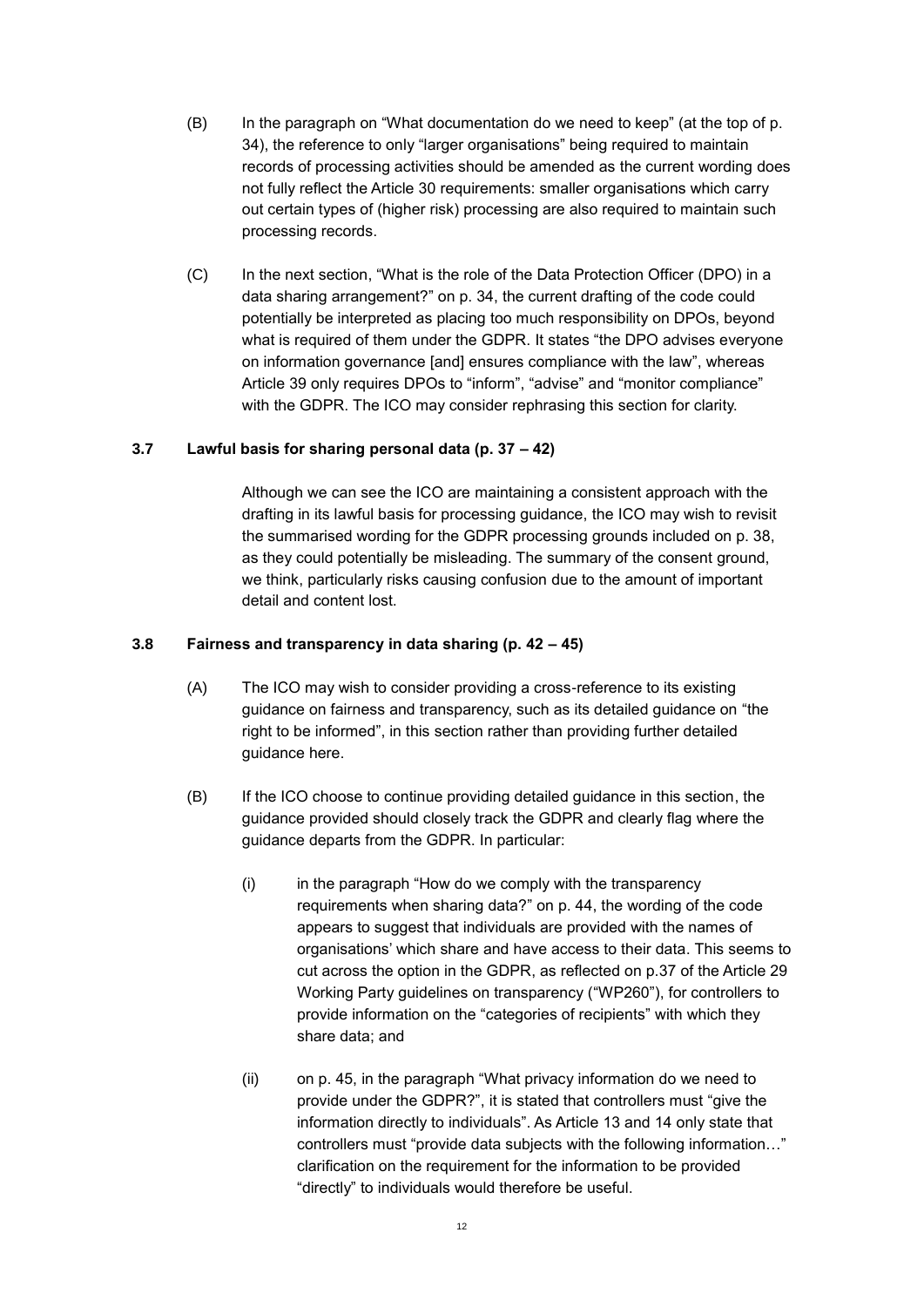(B) In the paragraph on "What documentation do we need to keep" (at the top of p. 34), the reference to only "larger organisations" being required to maintain records of processing activities should be amended as the current wording does not fully reflect the Article 30 requirements: smaller organisations which carry out certain types of (higher risk) processing are also required to maintain such processing records.

(C) In the next section, "What is the role of the Data Protection Officer (DPO) in a data sharing arrangement?" on p. 34, the current drafting of the code could potentially be interpreted as placing too much responsibility on DPOs, beyond what is required of them under the GDPR. It states "the DPO advises everyone on information governance [and] ensures compliance with the law", whereas Article 39 only requires DPOs to "inform", "advise" and "monitor compliance" with the GDPR. The ICO may consider rephrasing this section for clarity.

### 3.7 Lawful basis for sharing personal data (p. 37 – 42)

Although we can see the ICO are maintaining a consistent approach with the drafting in its lawful basis for processing guidance, the ICO may wish to revisit the summarised wording for the GDPR processing grounds included on p. 38, as they could potentially be misleading. The summary of the consent ground, we think, particularly risks causing confusion due to the amount of important detail and content lost.

### 3.8 Fairness and transparency in data sharing (p. 42 – 45)

(A) The ICO may wish to consider providing a cross-reference to its existing guidance on fairness and transparency, such as its detailed guidance on "the right to be informed", in this section rather than providing further detailed guidance here.

(B) If the ICO choose to continue providing detailed guidance in this section, the guidance provided should closely track the GDPR and clearly flag where the guidance departs from the GDPR. In particular:

(i) in the paragraph "How do we comply with the transparency requirements when sharing data?" on p. 44, the wording of the code appears to suggest that individuals are provided with the names of organisations' which share and have access to their data. This seems to cut across the option in the GDPR, as reflected on p.37 of the Article 29 Working Party guidelines on transparency ("WP260"), for controllers to provide information on the "categories of recipients" with which they share data; and

(ii) on p. 45, in the paragraph "What privacy information do we need to provide under the GDPR?", it is stated that controllers must "give the information directly to individuals". As Article 13 and 14 only state that controllers must "provide data subjects with the following information…" clarification on the requirement for the information to be provided "directly" to individuals would therefore be useful.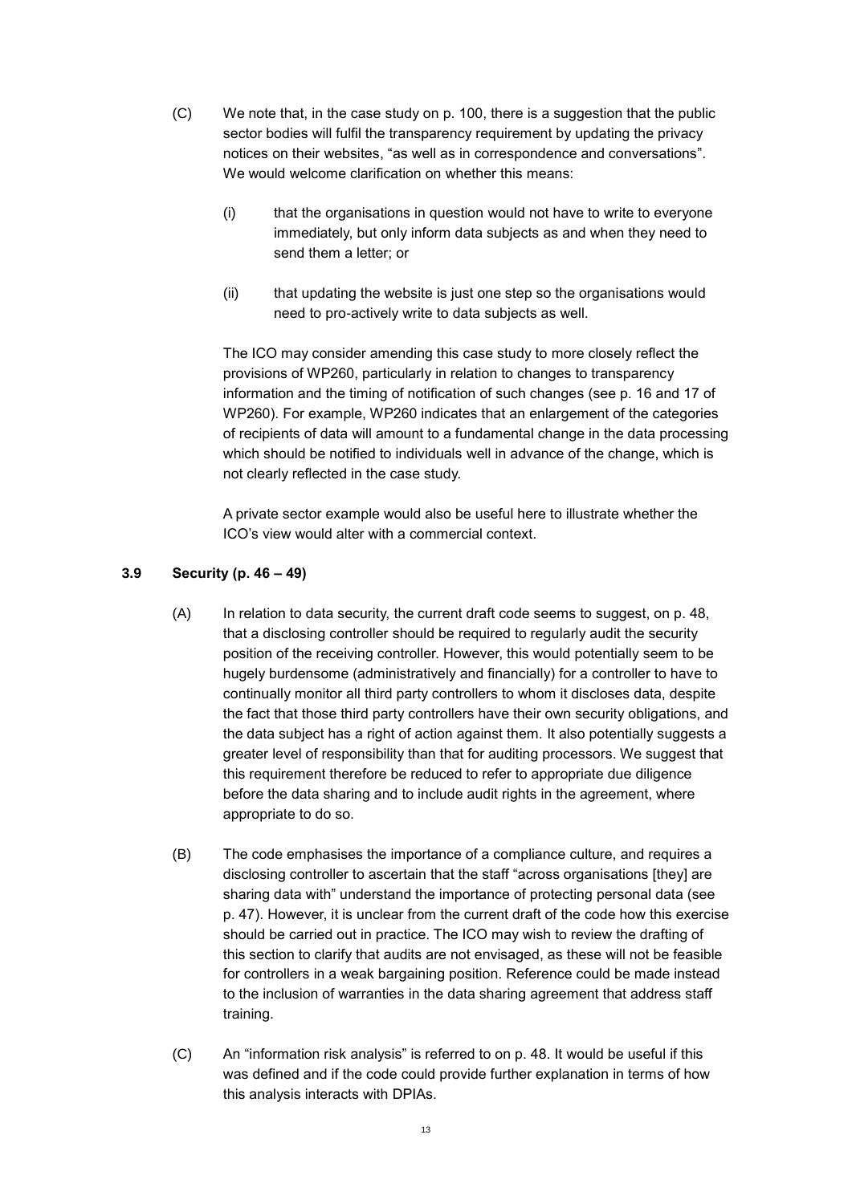(C) We note that, in the case study on p. 100, there is a suggestion that the public sector bodies will fulfil the transparency requirement by updating the privacy notices on their websites, "as well as in correspondence and conversations". We would welcome clarification on whether this means:

   (i) that the organisations in question would not have to write to everyone immediately, but only inform data subjects as and when they need to send them a letter; or

   (ii) that updating the website is just one step so the organisations would need to pro-actively write to data subjects as well.

   The ICO may consider amending this case study to more closely reflect the provisions of WP260, particularly in relation to changes to transparency information and the timing of notification of such changes (see p. 16 and 17 of WP260). For example, WP260 indicates that an enlargement of the categories of recipients of data will amount to a fundamental change in the data processing which should be notified to individuals well in advance of the change, which is not clearly reflected in the case study.

   A private sector example would also be useful here to illustrate whether the ICO's view would alter with a commercial context.

### 3.9 Security (p. 46 – 49)

(A) In relation to data security, the current draft code seems to suggest, on p. 48, that a disclosing controller should be required to regularly audit the security position of the receiving controller. However, this would potentially seem to be hugely burdensome (administratively and financially) for a controller to have to continually monitor all third party controllers to whom it discloses data, despite the fact that those third party controllers have their own security obligations, and the data subject has a right of action against them. It also potentially suggests a greater level of responsibility than that for auditing processors. We suggest that this requirement therefore be reduced to refer to appropriate due diligence before the data sharing and to include audit rights in the agreement, where appropriate to do so.

(B) The code emphasises the importance of a compliance culture, and requires a disclosing controller to ascertain that the staff "across organisations [they] are sharing data with" understand the importance of protecting personal data (see p. 47). However, it is unclear from the current draft of the code how this exercise should be carried out in practice. The ICO may wish to review the drafting of this section to clarify that audits are not envisaged, as these will not be feasible for controllers in a weak bargaining position. Reference could be made instead to the inclusion of warranties in the data sharing agreement that address staff training.

(C) An "information risk analysis" is referred to on p. 48. It would be useful if this was defined and if the code could provide further explanation in terms of how this analysis interacts with DPIAs.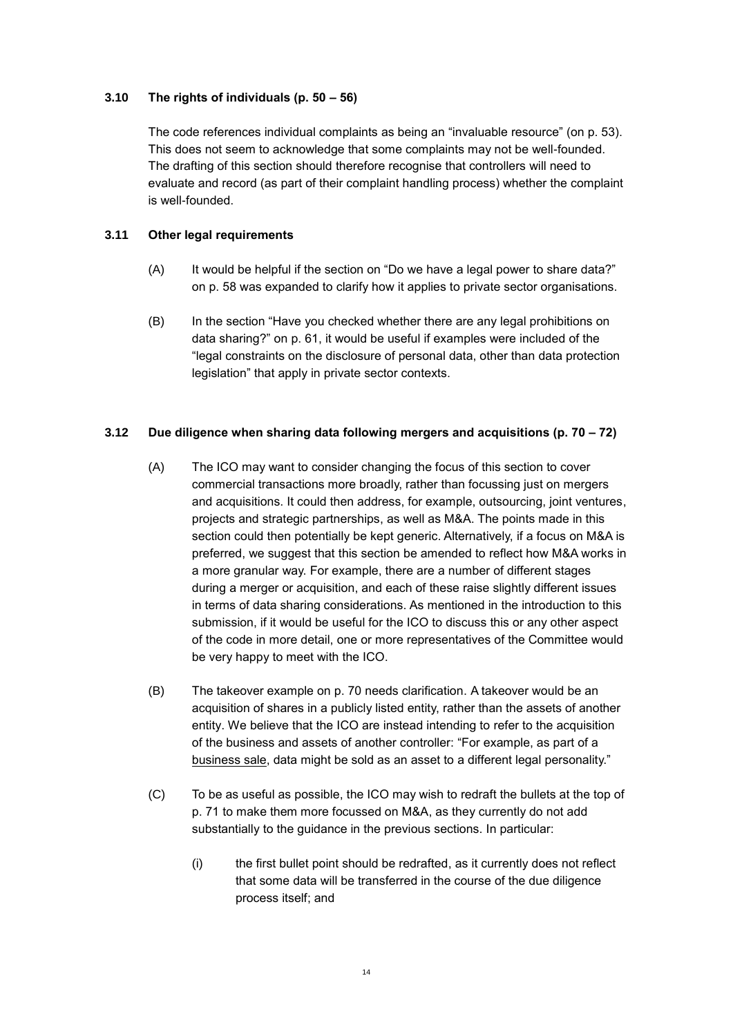### 3.10 The rights of individuals (p. 50 – 56)

The code references individual complaints as being an "invaluable resource" (on p. 53). This does not seem to acknowledge that some complaints may not be well-founded. The drafting of this section should therefore recognise that controllers will need to evaluate and record (as part of their complaint handling process) whether the complaint is well-founded.

### 3.11 Other legal requirements

(A) It would be helpful if the section on "Do we have a legal power to share data?" on p. 58 was expanded to clarify how it applies to private sector organisations.

(B) In the section "Have you checked whether there are any legal prohibitions on data sharing?" on p. 61, it would be useful if examples were included of the "legal constraints on the disclosure of personal data, other than data protection legislation" that apply in private sector contexts.

### 3.12 Due diligence when sharing data following mergers and acquisitions (p. 70 – 72)

(A) The ICO may want to consider changing the focus of this section to cover commercial transactions more broadly, rather than focussing just on mergers and acquisitions. It could then address, for example, outsourcing, joint ventures, projects and strategic partnerships, as well as M&A. The points made in this section could then potentially be kept generic. Alternatively, if a focus on M&A is preferred, we suggest that this section be amended to reflect how M&A works in a more granular way. For example, there are a number of different stages during a merger or acquisition, and each of these raise slightly different issues in terms of data sharing considerations. As mentioned in the introduction to this submission, if it would be useful for the ICO to discuss this or any other aspect of the code in more detail, one or more representatives of the Committee would be very happy to meet with the ICO.

(B) The takeover example on p. 70 needs clarification. A takeover would be an acquisition of shares in a publicly listed entity, rather than the assets of another entity. We believe that the ICO are instead intending to refer to the acquisition of the business and assets of another controller: "For example, as part of a <u>business sale</u>, data might be sold as an asset to a different legal personality."

(C) To be as useful as possible, the ICO may wish to redraft the bullets at the top of p. 71 to make them more focussed on M&A, as they currently do not add substantially to the guidance in the previous sections. In particular:

(i) the first bullet point should be redrafted, as it currently does not reflect that some data will be transferred in the course of the due diligence process itself; and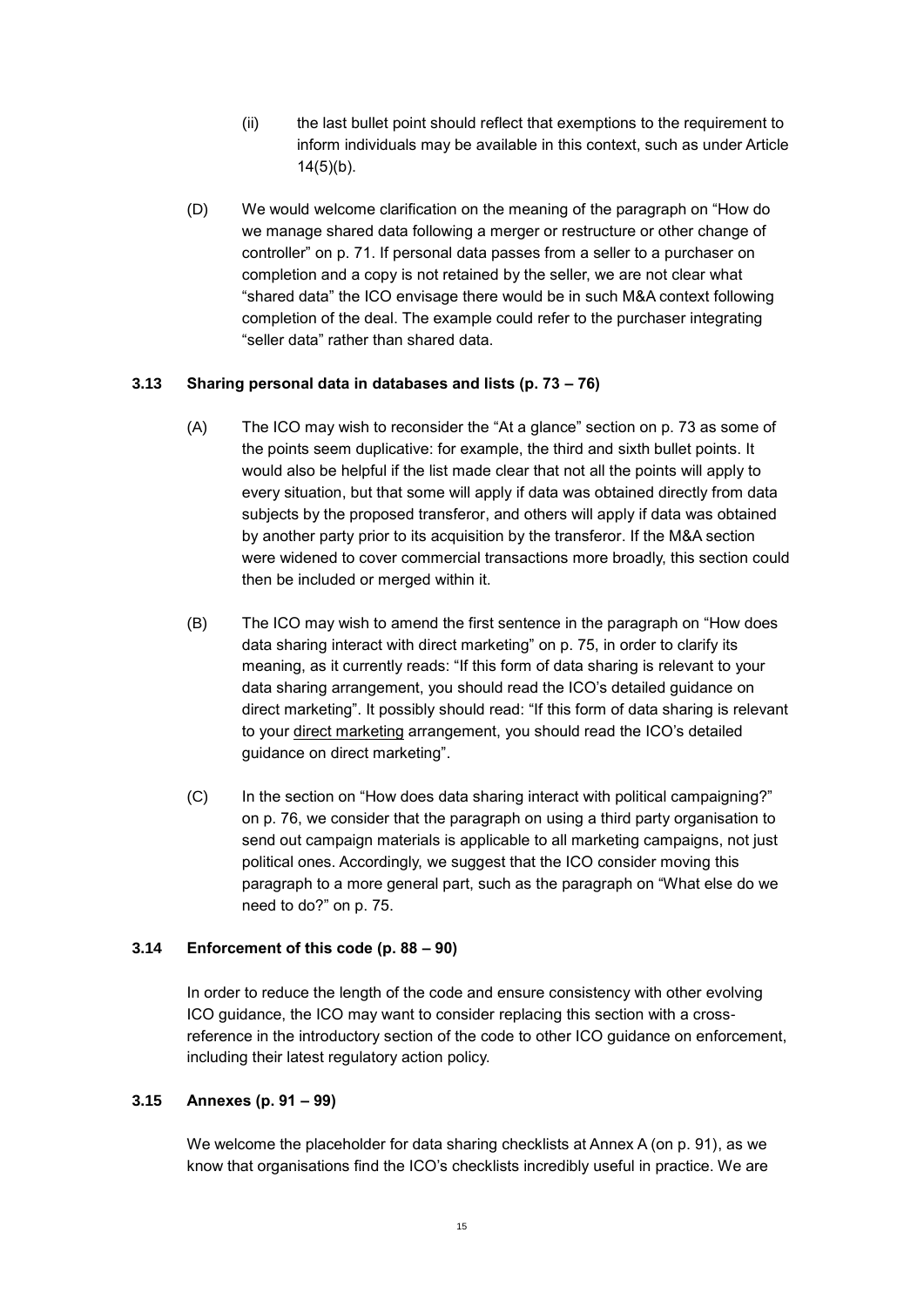(ii) the last bullet point should reflect that exemptions to the requirement to inform individuals may be available in this context, such as under Article 14(5)(b).

(D) We would welcome clarification on the meaning of the paragraph on "How do we manage shared data following a merger or restructure or other change of controller" on p. 71. If personal data passes from a seller to a purchaser on completion and a copy is not retained by the seller, we are not clear what "shared data" the ICO envisage there would be in such M&A context following completion of the deal. The example could refer to the purchaser integrating "seller data" rather than shared data.

### 3.13 Sharing personal data in databases and lists (p. 73 – 76)

(A) The ICO may wish to reconsider the "At a glance" section on p. 73 as some of the points seem duplicative: for example, the third and sixth bullet points. It would also be helpful if the list made clear that not all the points will apply to every situation, but that some will apply if data was obtained directly from data subjects by the proposed transferor, and others will apply if data was obtained by another party prior to its acquisition by the transferor. If the M&A section were widened to cover commercial transactions more broadly, this section could then be included or merged within it.

(B) The ICO may wish to amend the first sentence in the paragraph on "How does data sharing interact with direct marketing" on p. 75, in order to clarify its meaning, as it currently reads: "If this form of data sharing is relevant to your data sharing arrangement, you should read the ICO's detailed guidance on direct marketing". It possibly should read: "If this form of data sharing is relevant to your <u>direct marketing</u> arrangement, you should read the ICO's detailed guidance on direct marketing".

(C) In the section on "How does data sharing interact with political campaigning?" on p. 76, we consider that the paragraph on using a third party organisation to send out campaign materials is applicable to all marketing campaigns, not just political ones. Accordingly, we suggest that the ICO consider moving this paragraph to a more general part, such as the paragraph on "What else do we need to do?" on p. 75.

### 3.14 Enforcement of this code (p. 88 – 90)

In order to reduce the length of the code and ensure consistency with other evolving ICO guidance, the ICO may want to consider replacing this section with a cross-reference in the introductory section of the code to other ICO guidance on enforcement, including their latest regulatory action policy.

### 3.15 Annexes (p. 91 – 99)

We welcome the placeholder for data sharing checklists at Annex A (on p. 91), as we know that organisations find the ICO's checklists incredibly useful in practice. We are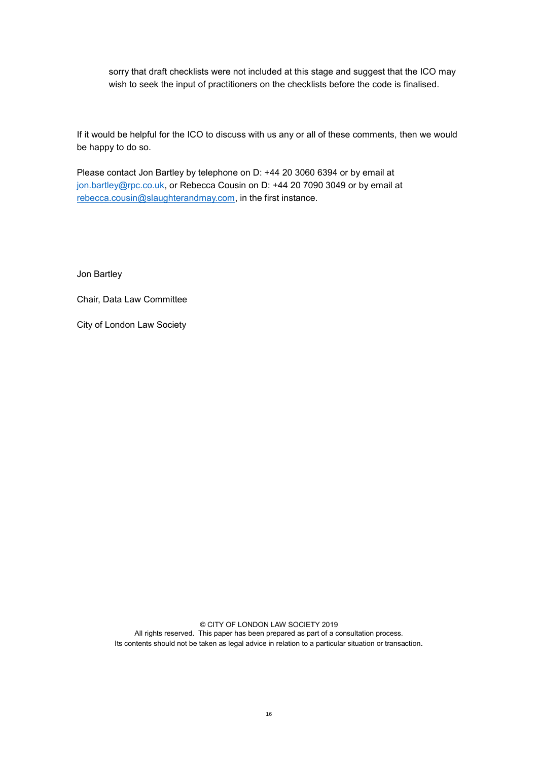sorry that draft checklists were not included at this stage and suggest that the ICO may wish to seek the input of practitioners on the checklists before the code is finalised.

If it would be helpful for the ICO to discuss with us any or all of these comments, then we would be happy to do so.

Please contact Jon Bartley by telephone on D: +44 20 3060 6394 or by email at jon.bartley@rpc.co.uk, or Rebecca Cousin on D: +44 20 7090 3049 or by email at rebecca.cousin@slaughterandmay.com, in the first instance.

Jon Bartley

Chair, Data Law Committee

City of London Law Society

© CITY OF LONDON LAW SOCIETY 2019
All rights reserved. This paper has been prepared as part of a consultation process.
Its contents should not be taken as legal advice in relation to a particular situation or transaction.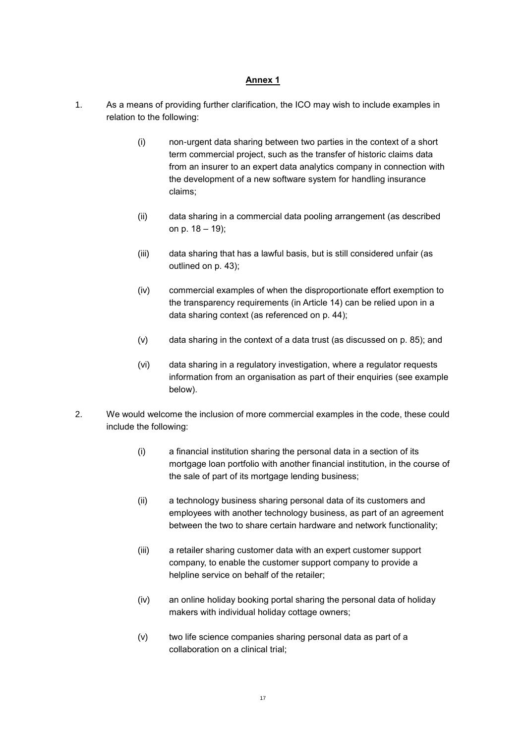## Annex 1

1. As a means of providing further clarification, the ICO may wish to include examples in relation to the following:

   (i) non-urgent data sharing between two parties in the context of a short term commercial project, such as the transfer of historic claims data from an insurer to an expert data analytics company in connection with the development of a new software system for handling insurance claims;

   (ii) data sharing in a commercial data pooling arrangement (as described on p. 18 – 19);

   (iii) data sharing that has a lawful basis, but is still considered unfair (as outlined on p. 43);

   (iv) commercial examples of when the disproportionate effort exemption to the transparency requirements (in Article 14) can be relied upon in a data sharing context (as referenced on p. 44);

   (v) data sharing in the context of a data trust (as discussed on p. 85); and

   (vi) data sharing in a regulatory investigation, where a regulator requests information from an organisation as part of their enquiries (see example below).

2. We would welcome the inclusion of more commercial examples in the code, these could include the following:

   (i) a financial institution sharing the personal data in a section of its mortgage loan portfolio with another financial institution, in the course of the sale of part of its mortgage lending business;

   (ii) a technology business sharing personal data of its customers and employees with another technology business, as part of an agreement between the two to share certain hardware and network functionality;

   (iii) a retailer sharing customer data with an expert customer support company, to enable the customer support company to provide a helpline service on behalf of the retailer;

   (iv) an online holiday booking portal sharing the personal data of holiday makers with individual holiday cottage owners;

   (v) two life science companies sharing personal data as part of a collaboration on a clinical trial;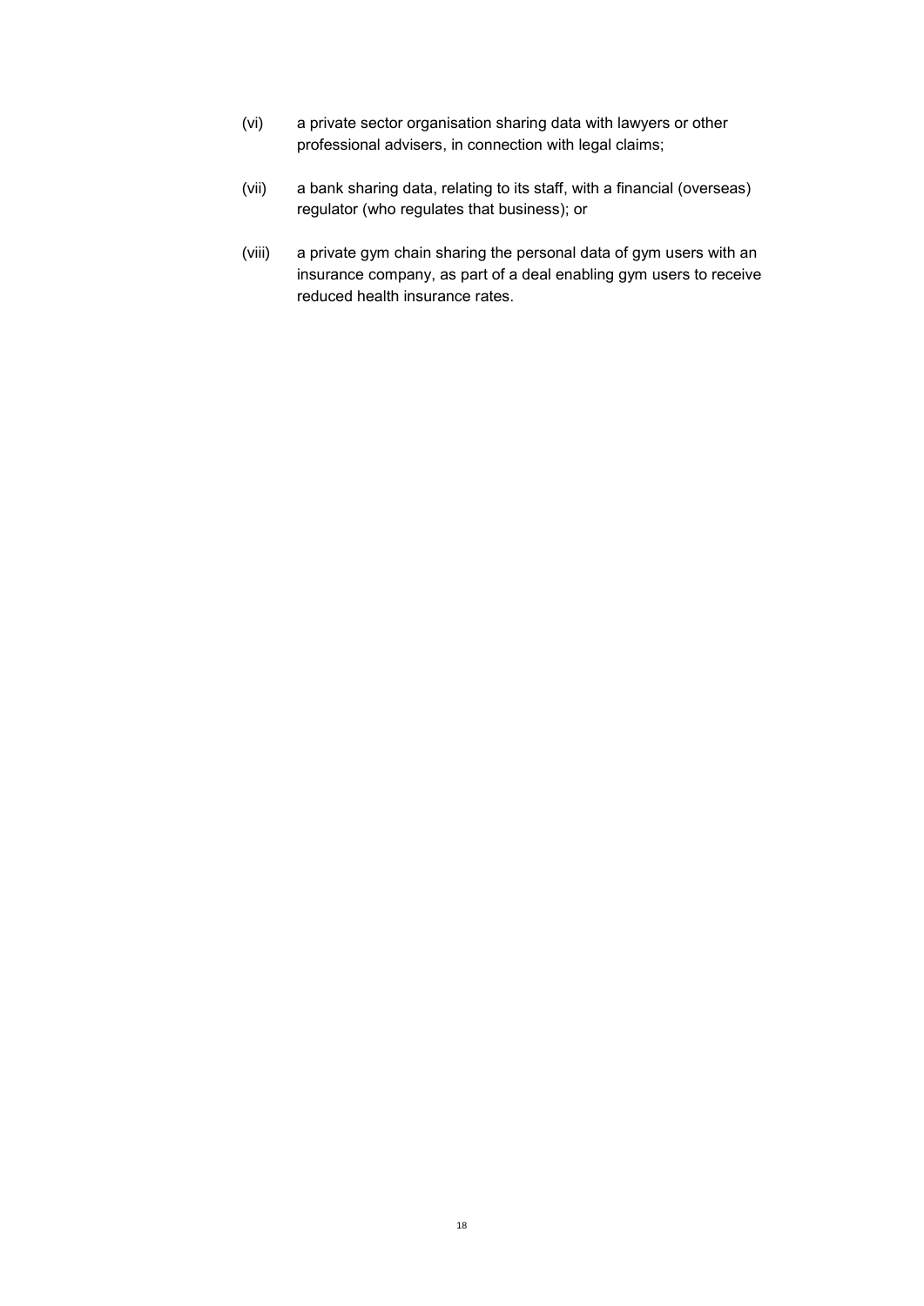(vi) a private sector organisation sharing data with lawyers or other professional advisers, in connection with legal claims;

(vii) a bank sharing data, relating to its staff, with a financial (overseas) regulator (who regulates that business); or

(viii) a private gym chain sharing the personal data of gym users with an insurance company, as part of a deal enabling gym users to receive reduced health insurance rates.